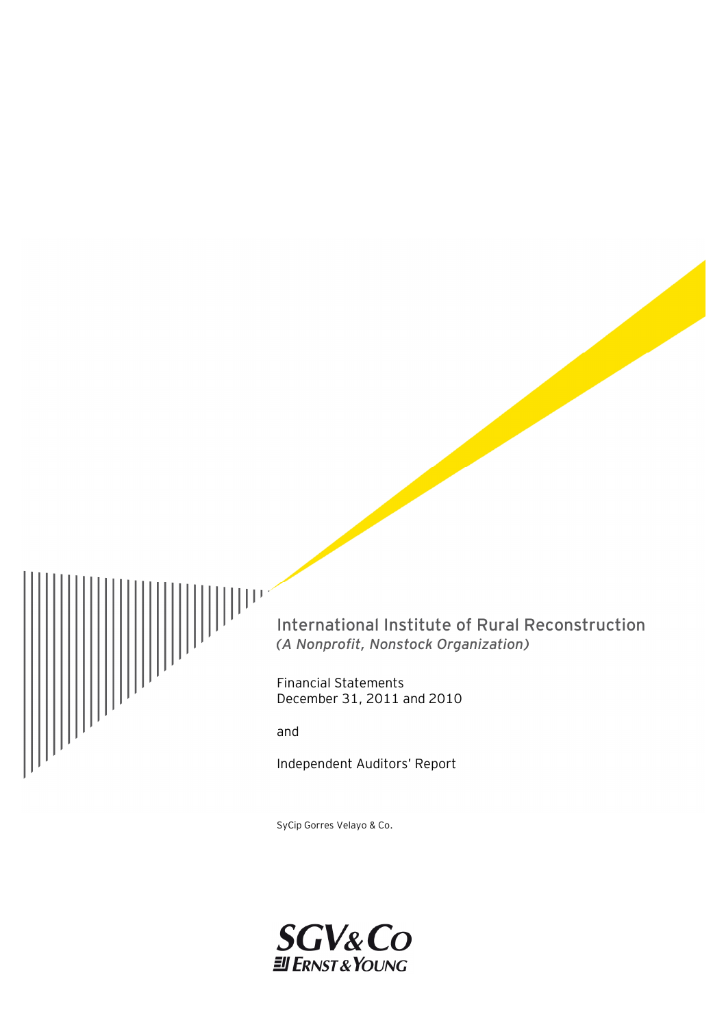# International Institute of Rural Reconstruction

*(A Nonprofit, Nonstock Organization)*

Financial Statements
December 31, 2011 and 2010

and

Independent Auditors' Report

SyCip Gorres Velayo & Co.

SGV & Co
ERNST & YOUNG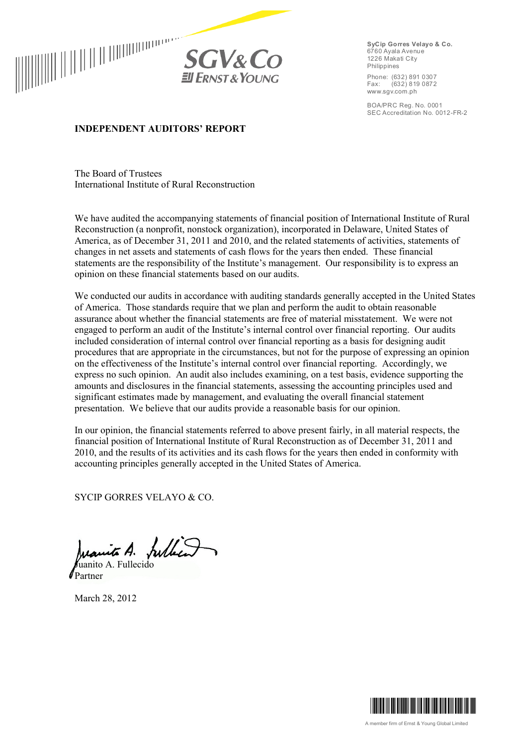SyCip Gorres Velayo & Co.
6760 Ayala Avenue
1226 Makati City
Philippines

Phone: (632) 891 0307
Fax: (632) 819 0872
www.sgv.com.ph

BOA/PRC Reg. No. 0001
SEC Accreditation No. 0012-FR-2

## INDEPENDENT AUDITORS' REPORT

The Board of Trustees
International Institute of Rural Reconstruction

We have audited the accompanying statements of financial position of International Institute of Rural Reconstruction (a nonprofit, nonstock organization), incorporated in Delaware, United States of America, as of December 31, 2011 and 2010, and the related statements of activities, statements of changes in net assets and statements of cash flows for the years then ended. These financial statements are the responsibility of the Institute's management. Our responsibility is to express an opinion on these financial statements based on our audits.

We conducted our audits in accordance with auditing standards generally accepted in the United States of America. Those standards require that we plan and perform the audit to obtain reasonable assurance about whether the financial statements are free of material misstatement. We were not engaged to perform an audit of the Institute's internal control over financial reporting. Our audits included consideration of internal control over financial reporting as a basis for designing audit procedures that are appropriate in the circumstances, but not for the purpose of expressing an opinion on the effectiveness of the Institute's internal control over financial reporting. Accordingly, we express no such opinion. An audit also includes examining, on a test basis, evidence supporting the amounts and disclosures in the financial statements, assessing the accounting principles used and significant estimates made by management, and evaluating the overall financial statement presentation. We believe that our audits provide a reasonable basis for our opinion.

In our opinion, the financial statements referred to above present fairly, in all material respects, the financial position of International Institute of Rural Reconstruction as of December 31, 2011 and 2010, and the results of its activities and its cash flows for the years then ended in conformity with accounting principles generally accepted in the United States of America.

SYCIP GORRES VELAYO & CO.

Juanito A. Fullecido
Partner

March 28, 2012

A member firm of Ernst & Young Global Limited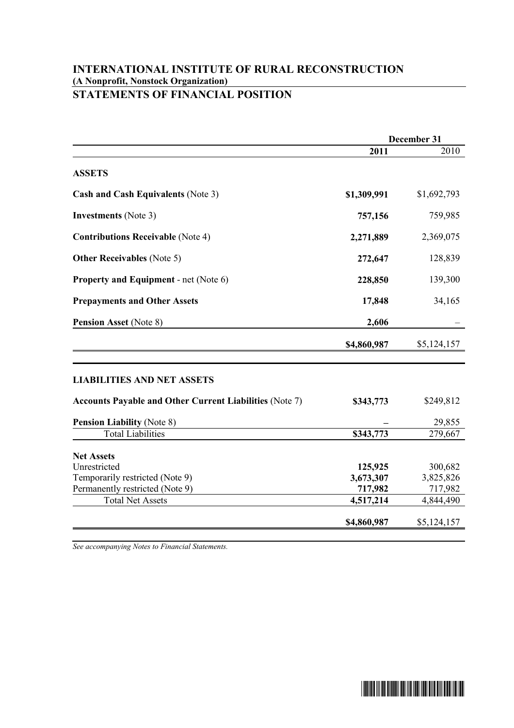# INTERNATIONAL INSTITUTE OF RURAL RECONSTRUCTION

**(A Nonprofit, Nonstock Organization)**

## STATEMENTS OF FINANCIAL POSITION

| | December 31 | |
|---|---|---|
| | **2011** | 2010 |
| **ASSETS** | | |
| **Cash and Cash Equivalents** (Note 3) | **$1,309,991** | $1,692,793 |
| **Investments** (Note 3) | **757,156** | 759,985 |
| **Contributions Receivable** (Note 4) | **2,271,889** | 2,369,075 |
| **Other Receivables** (Note 5) | **272,647** | 128,839 |
| **Property and Equipment** - net (Note 6) | **228,850** | 139,300 |
| **Prepayments and Other Assets** | **17,848** | 34,165 |
| **Pension Asset** (Note 8) | **2,606** | – |
| | **$4,860,987** | $5,124,157 |
| **LIABILITIES AND NET ASSETS** | | |
| **Accounts Payable and Other Current Liabilities** (Note 7) | **$343,773** | $249,812 |
| **Pension Liability** (Note 8) | **–** | 29,855 |
| Total Liabilities | **$343,773** | 279,667 |
| **Net Assets** | | |
| Unrestricted | **125,925** | 300,682 |
| Temporarily restricted (Note 9) | **3,673,307** | 3,825,826 |
| Permanently restricted (Note 9) | **717,982** | 717,982 |
| Total Net Assets | **4,517,214** | 4,844,490 |
| | **$4,860,987** | $5,124,157 |

*See accompanying Notes to Financial Statements.*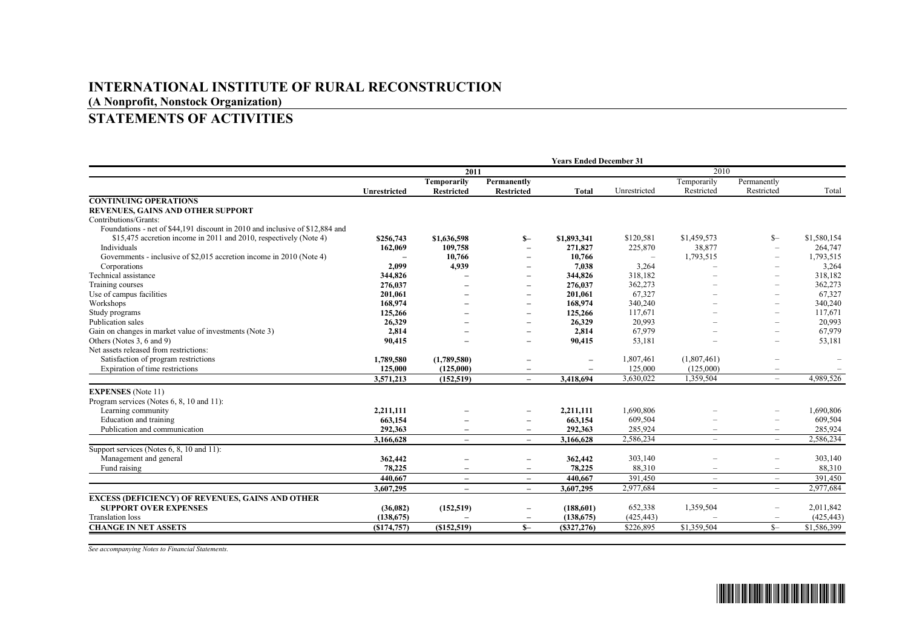# INTERNATIONAL INSTITUTE OF RURAL RECONSTRUCTION

**(A Nonprofit, Nonstock Organization)**

## STATEMENTS OF ACTIVITIES

| | Years Ended December 31 | | | | | | | |
|---|---|---|---|---|---|---|---|---|
| | 2011 | | | | 2010 | | | |
| | Unrestricted | Temporarily Restricted | Permanently Restricted | Total | Unrestricted | Temporarily Restricted | Permanently Restricted | Total |
| **CONTINUING OPERATIONS** | | | | | | | | |
| **REVENUES, GAINS AND OTHER SUPPORT** | | | | | | | | |
| Contributions/Grants: | | | | | | | | |
| Foundations - net of $44,191 discount in 2010 and inclusive of $12,884 and $15,475 accretion income in 2011 and 2010, respectively (Note 4) | **$256,743** | **$1,636,598** | **$–** | **$1,893,341** | $120,581 | $1,459,573 | $– | $1,580,154 |
| Individuals | **162,069** | **109,758** | **–** | **271,827** | 225,870 | 38,877 | – | 264,747 |
| Governments - inclusive of $2,015 accretion income in 2010 (Note 4) | **–** | **10,766** | **–** | **10,766** | – | 1,793,515 | – | 1,793,515 |
| Corporations | **2,099** | **4,939** | **–** | **7,038** | 3,264 | – | – | 3,264 |
| Technical assistance | **344,826** | **–** | **–** | **344,826** | 318,182 | – | – | 318,182 |
| Training courses | **276,037** | **–** | **–** | **276,037** | 362,273 | – | – | 362,273 |
| Use of campus facilities | **201,061** | **–** | **–** | **201,061** | 67,327 | – | – | 67,327 |
| Workshops | **168,974** | **–** | **–** | **168,974** | 340,240 | – | – | 340,240 |
| Study programs | **125,266** | **–** | **–** | **125,266** | 117,671 | – | – | 117,671 |
| Publication sales | **26,329** | **–** | **–** | **26,329** | 20,993 | – | – | 20,993 |
| Gain on changes in market value of investments (Note 3) | **2,814** | **–** | **–** | **2,814** | 67,979 | – | – | 67,979 |
| Others (Notes 3, 6 and 9) | **90,415** | **–** | **–** | **90,415** | 53,181 | – | – | 53,181 |
| Net assets released from restrictions: | | | | | | | | |
| Satisfaction of program restrictions | **1,789,580** | **(1,789,580)** | **–** | **–** | 1,807,461 | (1,807,461) | – | – |
| Expiration of time restrictions | **125,000** | **(125,000)** | **–** | **–** | 125,000 | (125,000) | – | – |
| | **3,571,213** | **(152,519)** | **–** | **3,418,694** | 3,630,022 | 1,359,504 | – | 4,989,526 |
| **EXPENSES** (Note 11) | | | | | | | | |
| Program services (Notes 6, 8, 10 and 11): | | | | | | | | |
| Learning community | **2,211,111** | **–** | **–** | **2,211,111** | 1,690,806 | – | – | 1,690,806 |
| Education and training | **663,154** | **–** | **–** | **663,154** | 609,504 | – | – | 609,504 |
| Publication and communication | **292,363** | **–** | **–** | **292,363** | 285,924 | – | – | 285,924 |
| | **3,166,628** | **–** | **–** | **3,166,628** | 2,586,234 | – | – | 2,586,234 |
| Support services (Notes 6, 8, 10 and 11): | | | | | | | | |
| Management and general | **362,442** | **–** | **–** | **362,442** | 303,140 | – | – | 303,140 |
| Fund raising | **78,225** | **–** | **–** | **78,225** | 88,310 | – | – | 88,310 |
| | **440,667** | **–** | **–** | **440,667** | 391,450 | – | – | 391,450 |
| | **3,607,295** | **–** | **–** | **3,607,295** | 2,977,684 | – | – | 2,977,684 |
| **EXCESS (DEFICIENCY) OF REVENUES, GAINS AND OTHER SUPPORT OVER EXPENSES** | **(36,082)** | **(152,519)** | **–** | **(188,601)** | 652,338 | 1,359,504 | – | 2,011,842 |
| Translation loss | **(138,675)** | **–** | **–** | **(138,675)** | (425,443) | – | – | (425,443) |
| **CHANGE IN NET ASSETS** | **($174,757)** | **($152,519)** | **$–** | **($327,276)** | $226,895 | $1,359,504 | $– | $1,586,399 |

*See accompanying Notes to Financial Statements.*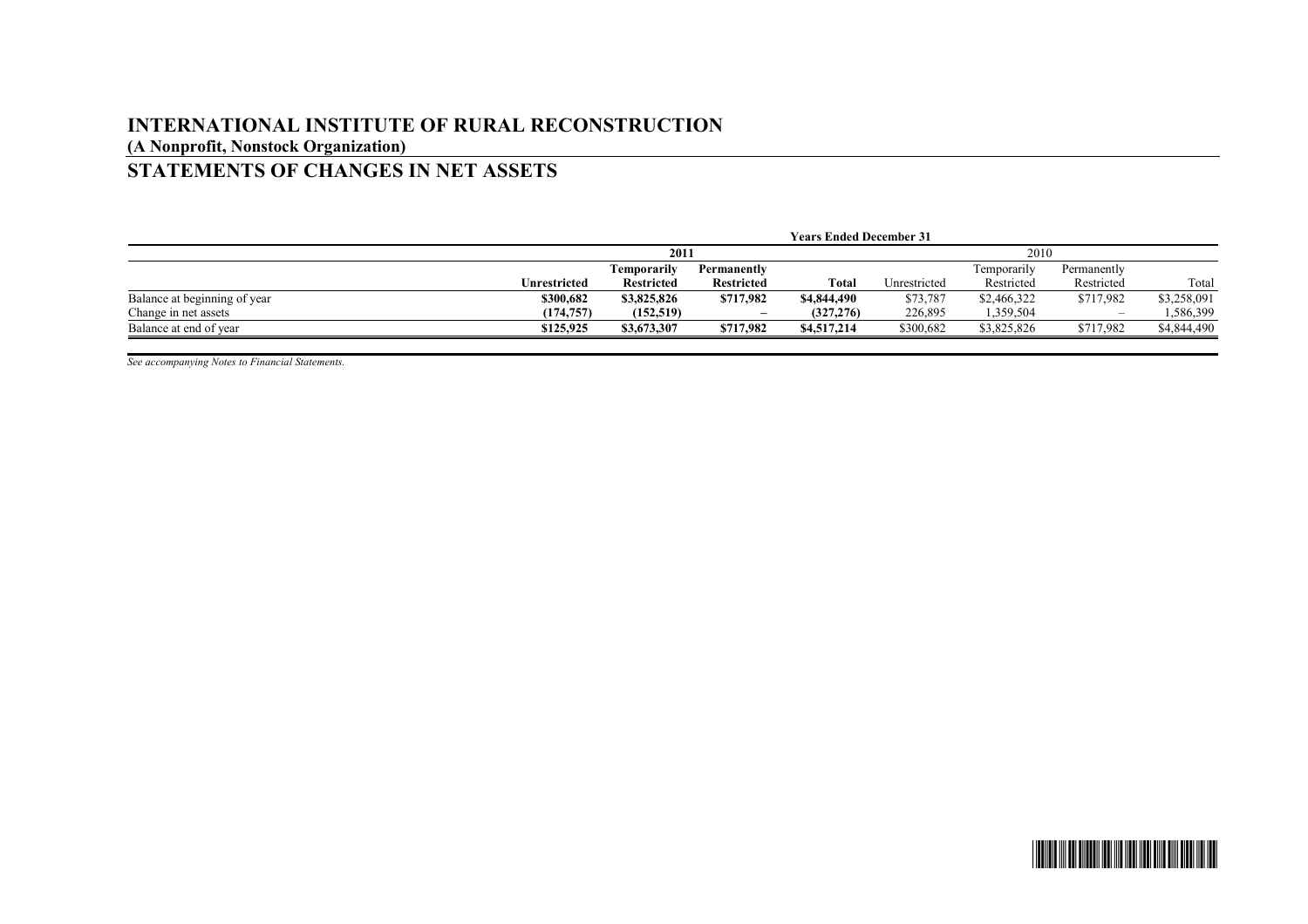# INTERNATIONAL INSTITUTE OF RURAL RECONSTRUCTION

**(A Nonprofit, Nonstock Organization)**

## STATEMENTS OF CHANGES IN NET ASSETS

| | Years Ended December 31 | | | | | | | |
|---|---|---|---|---|---|---|---|---|
| | **2011** | | | | 2010 | | | |
| | **Unrestricted** | **Temporarily Restricted** | **Permanently Restricted** | **Total** | Unrestricted | Temporarily Restricted | Permanently Restricted | Total |
| Balance at beginning of year | **$300,682** | **$3,825,826** | **$717,982** | **$4,844,490** | $73,787 | $2,466,322 | $717,982 | $3,258,091 |
| Change in net assets | **(174,757)** | **(152,519)** | **–** | **(327,276)** | 226,895 | 1,359,504 | – | 1,586,399 |
| Balance at end of year | **$125,925** | **$3,673,307** | **$717,982** | **$4,517,214** | $300,682 | $3,825,826 | $717,982 | $4,844,490 |

*See accompanying Notes to Financial Statements.*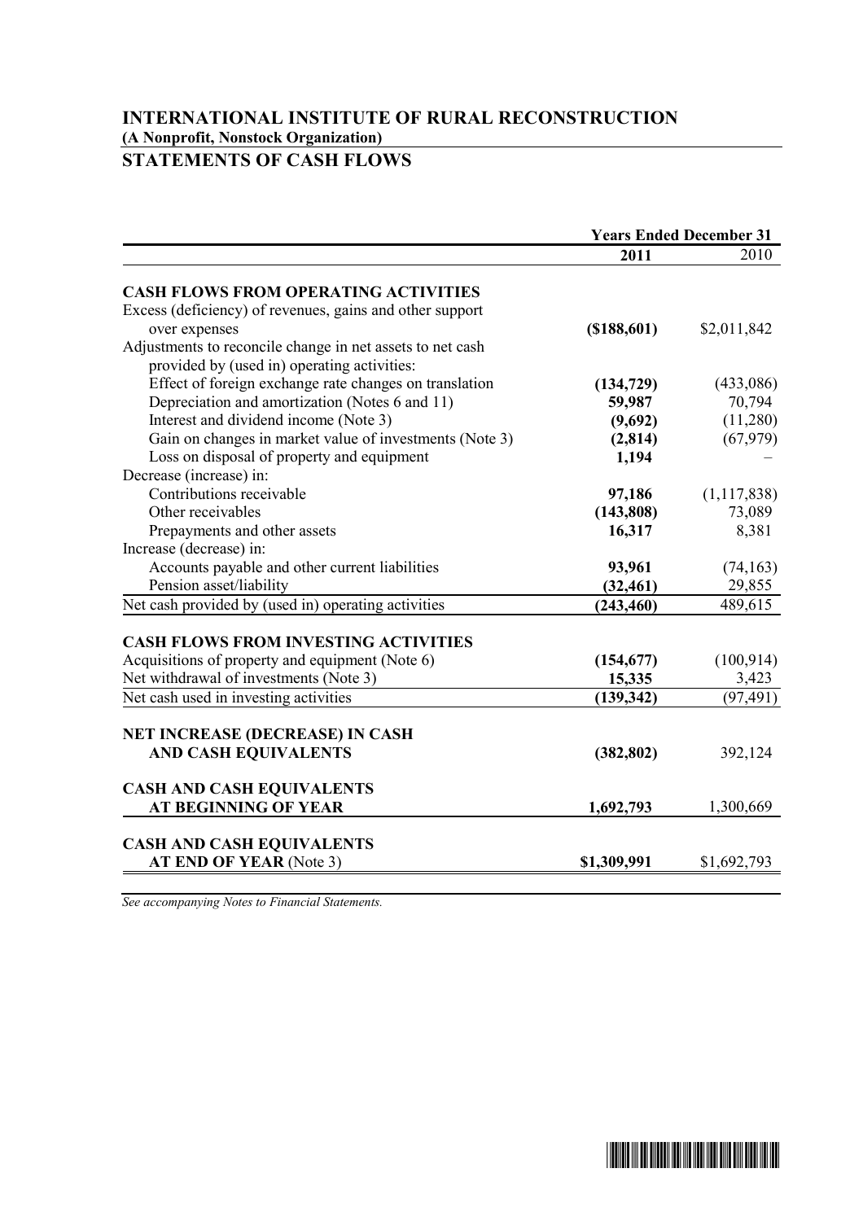# INTERNATIONAL INSTITUTE OF RURAL RECONSTRUCTION

**(A Nonprofit, Nonstock Organization)**

## STATEMENTS OF CASH FLOWS

| | Years Ended December 31 | |
|---|---|---|
| | **2011** | 2010 |
| **CASH FLOWS FROM OPERATING ACTIVITIES** | | |
| Excess (deficiency) of revenues, gains and other support over expenses | **($188,601)** | $2,011,842 |
| Adjustments to reconcile change in net assets to net cash provided by (used in) operating activities: | | |
| Effect of foreign exchange rate changes on translation | **(134,729)** | (433,086) |
| Depreciation and amortization (Notes 6 and 11) | **59,987** | 70,794 |
| Interest and dividend income (Note 3) | **(9,692)** | (11,280) |
| Gain on changes in market value of investments (Note 3) | **(2,814)** | (67,979) |
| Loss on disposal of property and equipment | **1,194** | – |
| Decrease (increase) in: | | |
| Contributions receivable | **97,186** | (1,117,838) |
| Other receivables | **(143,808)** | 73,089 |
| Prepayments and other assets | **16,317** | 8,381 |
| Increase (decrease) in: | | |
| Accounts payable and other current liabilities | **93,961** | (74,163) |
| Pension asset/liability | **(32,461)** | 29,855 |
| Net cash provided by (used in) operating activities | **(243,460)** | 489,615 |
| **CASH FLOWS FROM INVESTING ACTIVITIES** | | |
| Acquisitions of property and equipment (Note 6) | **(154,677)** | (100,914) |
| Net withdrawal of investments (Note 3) | **15,335** | 3,423 |
| Net cash used in investing activities | **(139,342)** | (97,491) |
| **NET INCREASE (DECREASE) IN CASH AND CASH EQUIVALENTS** | **(382,802)** | 392,124 |
| **CASH AND CASH EQUIVALENTS AT BEGINNING OF YEAR** | **1,692,793** | 1,300,669 |
| **CASH AND CASH EQUIVALENTS AT END OF YEAR** (Note 3) | **$1,309,991** | $1,692,793 |

*See accompanying Notes to Financial Statements.*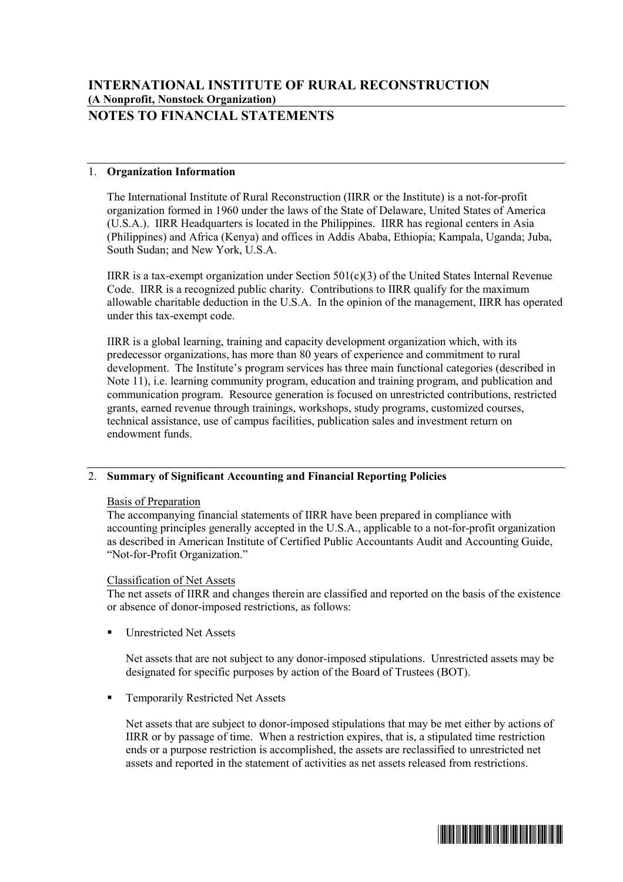# INTERNATIONAL INSTITUTE OF RURAL RECONSTRUCTION

**(A Nonprofit, Nonstock Organization)**

## NOTES TO FINANCIAL STATEMENTS

### 1. Organization Information

The International Institute of Rural Reconstruction (IIRR or the Institute) is a not-for-profit organization formed in 1960 under the laws of the State of Delaware, United States of America (U.S.A.). IIRR Headquarters is located in the Philippines. IIRR has regional centers in Asia (Philippines) and Africa (Kenya) and offices in Addis Ababa, Ethiopia; Kampala, Uganda; Juba, South Sudan; and New York, U.S.A.

IIRR is a tax-exempt organization under Section 501(c)(3) of the United States Internal Revenue Code. IIRR is a recognized public charity. Contributions to IIRR qualify for the maximum allowable charitable deduction in the U.S.A. In the opinion of the management, IIRR has operated under this tax-exempt code.

IIRR is a global learning, training and capacity development organization which, with its predecessor organizations, has more than 80 years of experience and commitment to rural development. The Institute's program services has three main functional categories (described in Note 11), i.e. learning community program, education and training program, and publication and communication program. Resource generation is focused on unrestricted contributions, restricted grants, earned revenue through trainings, workshops, study programs, customized courses, technical assistance, use of campus facilities, publication sales and investment return on endowment funds.

### 2. Summary of Significant Accounting and Financial Reporting Policies

Basis of Preparation

The accompanying financial statements of IIRR have been prepared in compliance with accounting principles generally accepted in the U.S.A., applicable to a not-for-profit organization as described in American Institute of Certified Public Accountants Audit and Accounting Guide, "Not-for-Profit Organization."

Classification of Net Assets

The net assets of IIRR and changes therein are classified and reported on the basis of the existence or absence of donor-imposed restrictions, as follows:

- Unrestricted Net Assets

  Net assets that are not subject to any donor-imposed stipulations. Unrestricted assets may be designated for specific purposes by action of the Board of Trustees (BOT).

- Temporarily Restricted Net Assets

  Net assets that are subject to donor-imposed stipulations that may be met either by actions of IIRR or by passage of time. When a restriction expires, that is, a stipulated time restriction ends or a purpose restriction is accomplished, the assets are reclassified to unrestricted net assets and reported in the statement of activities as net assets released from restrictions.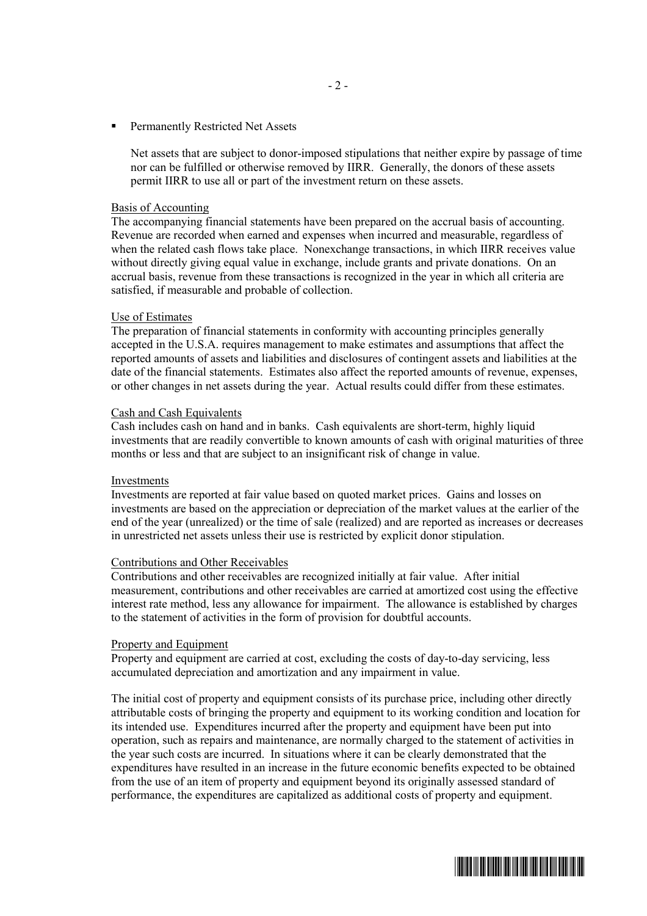- Permanently Restricted Net Assets

  Net assets that are subject to donor-imposed stipulations that neither expire by passage of time nor can be fulfilled or otherwise removed by IIRR. Generally, the donors of these assets permit IIRR to use all or part of the investment return on these assets.

Basis of Accounting

The accompanying financial statements have been prepared on the accrual basis of accounting. Revenue are recorded when earned and expenses when incurred and measurable, regardless of when the related cash flows take place. Nonexchange transactions, in which IIRR receives value without directly giving equal value in exchange, include grants and private donations. On an accrual basis, revenue from these transactions is recognized in the year in which all criteria are satisfied, if measurable and probable of collection.

Use of Estimates

The preparation of financial statements in conformity with accounting principles generally accepted in the U.S.A. requires management to make estimates and assumptions that affect the reported amounts of assets and liabilities and disclosures of contingent assets and liabilities at the date of the financial statements. Estimates also affect the reported amounts of revenue, expenses, or other changes in net assets during the year. Actual results could differ from these estimates.

Cash and Cash Equivalents

Cash includes cash on hand and in banks. Cash equivalents are short-term, highly liquid investments that are readily convertible to known amounts of cash with original maturities of three months or less and that are subject to an insignificant risk of change in value.

Investments

Investments are reported at fair value based on quoted market prices. Gains and losses on investments are based on the appreciation or depreciation of the market values at the earlier of the end of the year (unrealized) or the time of sale (realized) and are reported as increases or decreases in unrestricted net assets unless their use is restricted by explicit donor stipulation.

Contributions and Other Receivables

Contributions and other receivables are recognized initially at fair value. After initial measurement, contributions and other receivables are carried at amortized cost using the effective interest rate method, less any allowance for impairment. The allowance is established by charges to the statement of activities in the form of provision for doubtful accounts.

Property and Equipment

Property and equipment are carried at cost, excluding the costs of day-to-day servicing, less accumulated depreciation and amortization and any impairment in value.

The initial cost of property and equipment consists of its purchase price, including other directly attributable costs of bringing the property and equipment to its working condition and location for its intended use. Expenditures incurred after the property and equipment have been put into operation, such as repairs and maintenance, are normally charged to the statement of activities in the year such costs are incurred. In situations where it can be clearly demonstrated that the expenditures have resulted in an increase in the future economic benefits expected to be obtained from the use of an item of property and equipment beyond its originally assessed standard of performance, the expenditures are capitalized as additional costs of property and equipment.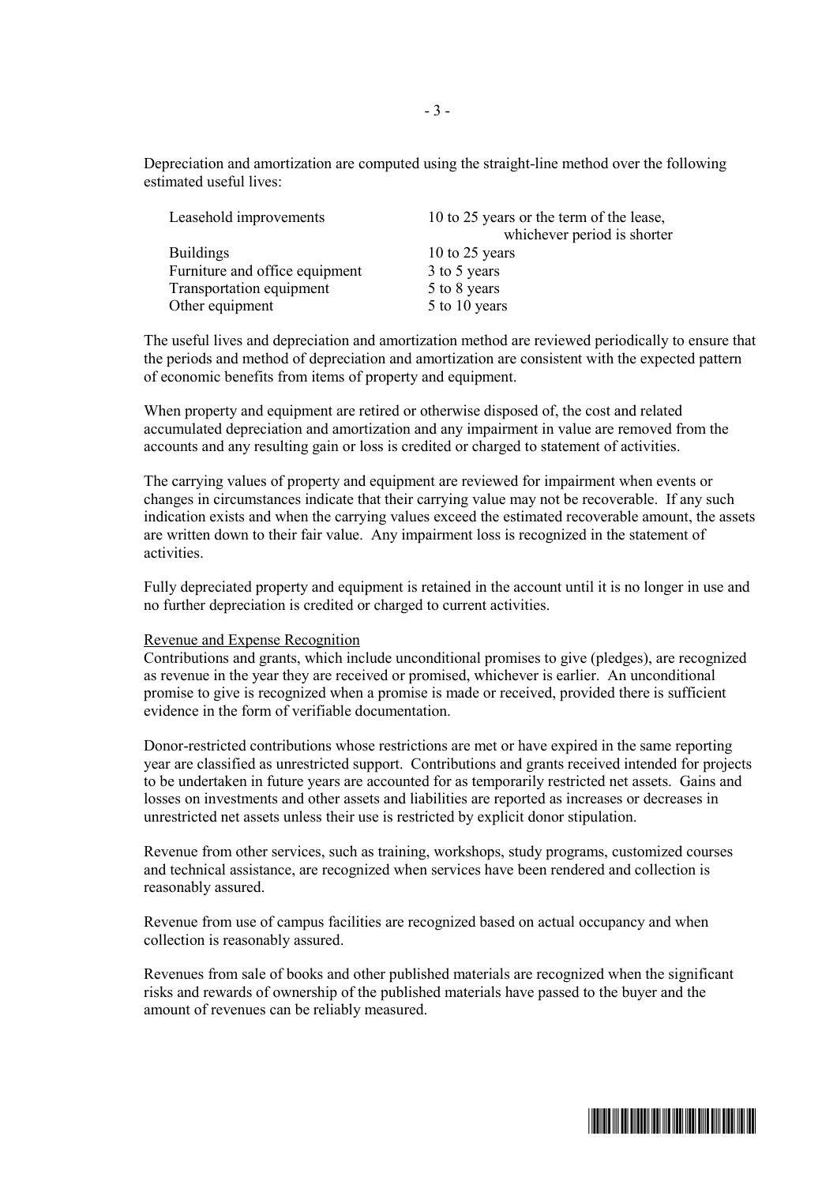Depreciation and amortization are computed using the straight-line method over the following estimated useful lives:

| | |
|---|---|
| Leasehold improvements | 10 to 25 years or the term of the lease, whichever period is shorter |
| Buildings | 10 to 25 years |
| Furniture and office equipment | 3 to 5 years |
| Transportation equipment | 5 to 8 years |
| Other equipment | 5 to 10 years |

The useful lives and depreciation and amortization method are reviewed periodically to ensure that the periods and method of depreciation and amortization are consistent with the expected pattern of economic benefits from items of property and equipment.

When property and equipment are retired or otherwise disposed of, the cost and related accumulated depreciation and amortization and any impairment in value are removed from the accounts and any resulting gain or loss is credited or charged to statement of activities.

The carrying values of property and equipment are reviewed for impairment when events or changes in circumstances indicate that their carrying value may not be recoverable. If any such indication exists and when the carrying values exceed the estimated recoverable amount, the assets are written down to their fair value. Any impairment loss is recognized in the statement of activities.

Fully depreciated property and equipment is retained in the account until it is no longer in use and no further depreciation is credited or charged to current activities.

Revenue and Expense Recognition

Contributions and grants, which include unconditional promises to give (pledges), are recognized as revenue in the year they are received or promised, whichever is earlier. An unconditional promise to give is recognized when a promise is made or received, provided there is sufficient evidence in the form of verifiable documentation.

Donor-restricted contributions whose restrictions are met or have expired in the same reporting year are classified as unrestricted support. Contributions and grants received intended for projects to be undertaken in future years are accounted for as temporarily restricted net assets. Gains and losses on investments and other assets and liabilities are reported as increases or decreases in unrestricted net assets unless their use is restricted by explicit donor stipulation.

Revenue from other services, such as training, workshops, study programs, customized courses and technical assistance, are recognized when services have been rendered and collection is reasonably assured.

Revenue from use of campus facilities are recognized based on actual occupancy and when collection is reasonably assured.

Revenues from sale of books and other published materials are recognized when the significant risks and rewards of ownership of the published materials have passed to the buyer and the amount of revenues can be reliably measured.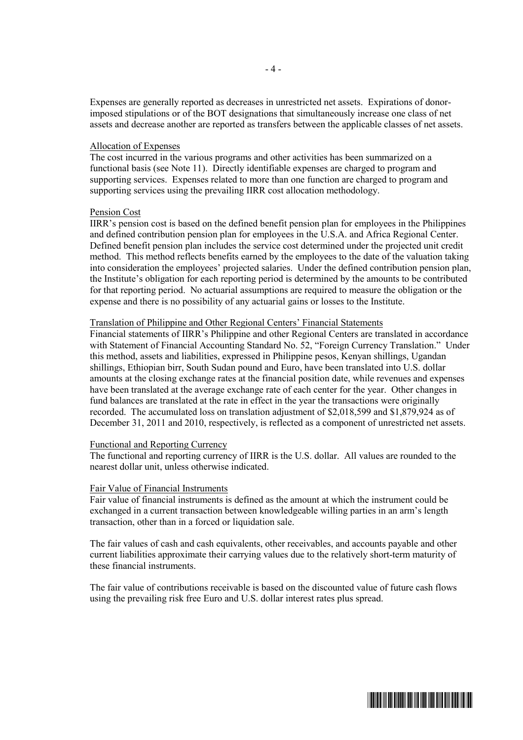Expenses are generally reported as decreases in unrestricted net assets. Expirations of donor-imposed stipulations or of the BOT designations that simultaneously increase one class of net assets and decrease another are reported as transfers between the applicable classes of net assets.

Allocation of Expenses

The cost incurred in the various programs and other activities has been summarized on a functional basis (see Note 11). Directly identifiable expenses are charged to program and supporting services. Expenses related to more than one function are charged to program and supporting services using the prevailing IIRR cost allocation methodology.

Pension Cost

IIRR's pension cost is based on the defined benefit pension plan for employees in the Philippines and defined contribution pension plan for employees in the U.S.A. and Africa Regional Center. Defined benefit pension plan includes the service cost determined under the projected unit credit method. This method reflects benefits earned by the employees to the date of the valuation taking into consideration the employees' projected salaries. Under the defined contribution pension plan, the Institute's obligation for each reporting period is determined by the amounts to be contributed for that reporting period. No actuarial assumptions are required to measure the obligation or the expense and there is no possibility of any actuarial gains or losses to the Institute.

Translation of Philippine and Other Regional Centers' Financial Statements

Financial statements of IIRR's Philippine and other Regional Centers are translated in accordance with Statement of Financial Accounting Standard No. 52, "Foreign Currency Translation." Under this method, assets and liabilities, expressed in Philippine pesos, Kenyan shillings, Ugandan shillings, Ethiopian birr, South Sudan pound and Euro, have been translated into U.S. dollar amounts at the closing exchange rates at the financial position date, while revenues and expenses have been translated at the average exchange rate of each center for the year. Other changes in fund balances are translated at the rate in effect in the year the transactions were originally recorded. The accumulated loss on translation adjustment of $2,018,599 and $1,879,924 as of December 31, 2011 and 2010, respectively, is reflected as a component of unrestricted net assets.

Functional and Reporting Currency

The functional and reporting currency of IIRR is the U.S. dollar. All values are rounded to the nearest dollar unit, unless otherwise indicated.

Fair Value of Financial Instruments

Fair value of financial instruments is defined as the amount at which the instrument could be exchanged in a current transaction between knowledgeable willing parties in an arm's length transaction, other than in a forced or liquidation sale.

The fair values of cash and cash equivalents, other receivables, and accounts payable and other current liabilities approximate their carrying values due to the relatively short-term maturity of these financial instruments.

The fair value of contributions receivable is based on the discounted value of future cash flows using the prevailing risk free Euro and U.S. dollar interest rates plus spread.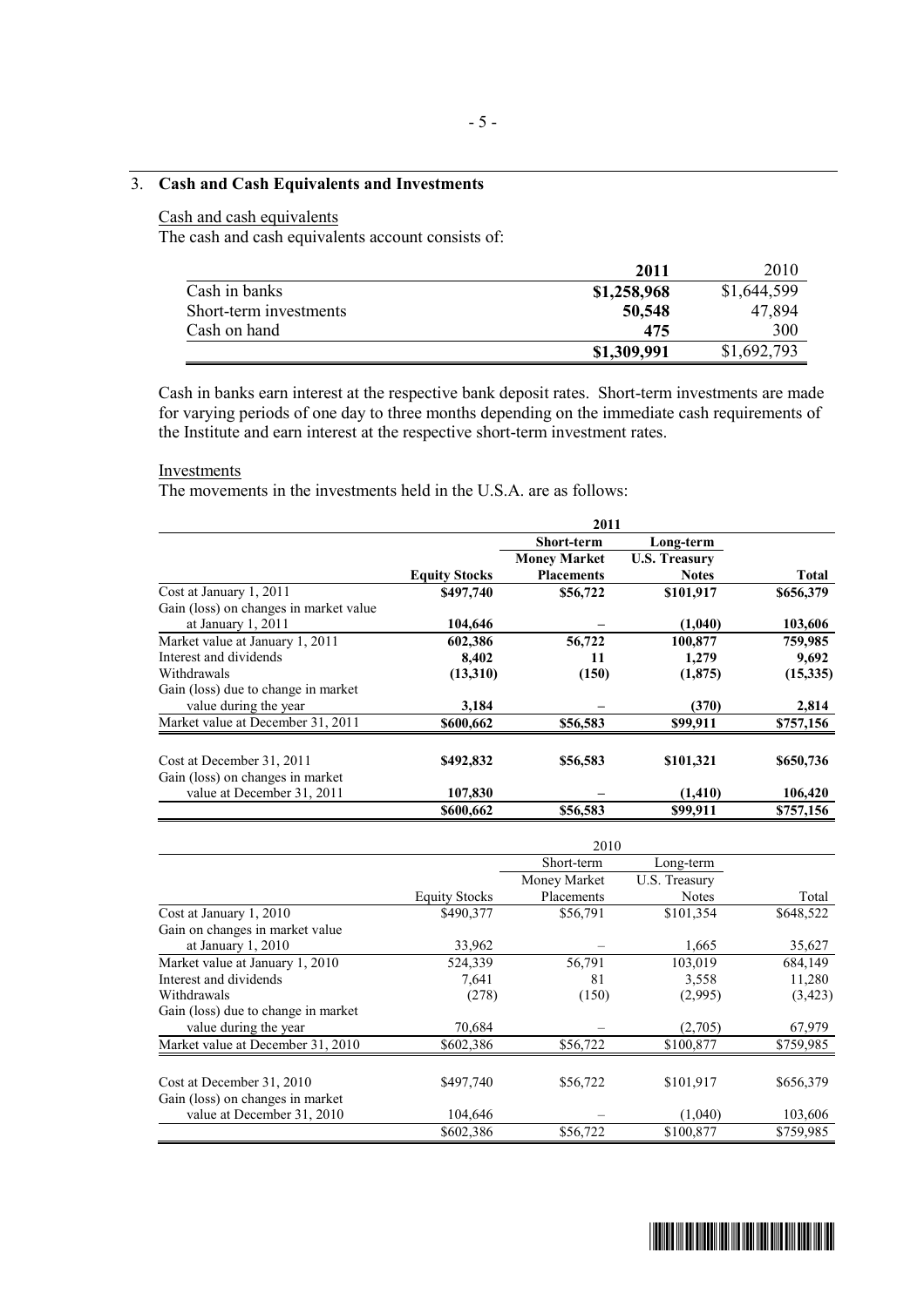## 3. **Cash and Cash Equivalents and Investments**

Cash and cash equivalents

The cash and cash equivalents account consists of:

| | **2011** | 2010 |
|---|---|---|
| Cash in banks | **$1,258,968** | $1,644,599 |
| Short-term investments | **50,548** | 47,894 |
| Cash on hand | **475** | 300 |
| | **$1,309,991** | $1,692,793 |

Cash in banks earn interest at the respective bank deposit rates. Short-term investments are made for varying periods of one day to three months depending on the immediate cash requirements of the Institute and earn interest at the respective short-term investment rates.

Investments

The movements in the investments held in the U.S.A. are as follows:

| | **2011** | | | |
|---|---|---|---|---|
| | | **Short-term Money Market** | **Long-term U.S. Treasury** | |
| | **Equity Stocks** | **Placements** | **Notes** | **Total** |
| Cost at January 1, 2011 | **$497,740** | **$56,722** | **$101,917** | **$656,379** |
| Gain (loss) on changes in market value at January 1, 2011 | **104,646** | **–** | **(1,040)** | **103,606** |
| Market value at January 1, 2011 | **602,386** | **56,722** | **100,877** | **759,985** |
| Interest and dividends | **8,402** | **11** | **1,279** | **9,692** |
| Withdrawals | **(13,310)** | **(150)** | **(1,875)** | **(15,335)** |
| Gain (loss) due to change in market value during the year | **3,184** | **–** | **(370)** | **2,814** |
| Market value at December 31, 2011 | **$600,662** | **$56,583** | **$99,911** | **$757,156** |
| | | | | |
| Cost at December 31, 2011 | **$492,832** | **$56,583** | **$101,321** | **$650,736** |
| Gain (loss) on changes in market value at December 31, 2011 | **107,830** | **–** | **(1,410)** | **106,420** |
| | **$600,662** | **$56,583** | **$99,911** | **$757,156** |

| | 2010 | | | |
|---|---|---|---|---|
| | | Short-term Money Market | Long-term U.S. Treasury | |
| | Equity Stocks | Placements | Notes | Total |
| Cost at January 1, 2010 | $490,377 | $56,791 | $101,354 | $648,522 |
| Gain on changes in market value at January 1, 2010 | 33,962 | – | 1,665 | 35,627 |
| Market value at January 1, 2010 | 524,339 | 56,791 | 103,019 | 684,149 |
| Interest and dividends | 7,641 | 81 | 3,558 | 11,280 |
| Withdrawals | (278) | (150) | (2,995) | (3,423) |
| Gain (loss) due to change in market value during the year | 70,684 | – | (2,705) | 67,979 |
| Market value at December 31, 2010 | $602,386 | $56,722 | $100,877 | $759,985 |
| | | | | |
| Cost at December 31, 2010 | $497,740 | $56,722 | $101,917 | $656,379 |
| Gain (loss) on changes in market value at December 31, 2010 | 104,646 | – | (1,040) | 103,606 |
| | $602,386 | $56,722 | $100,877 | $759,985 |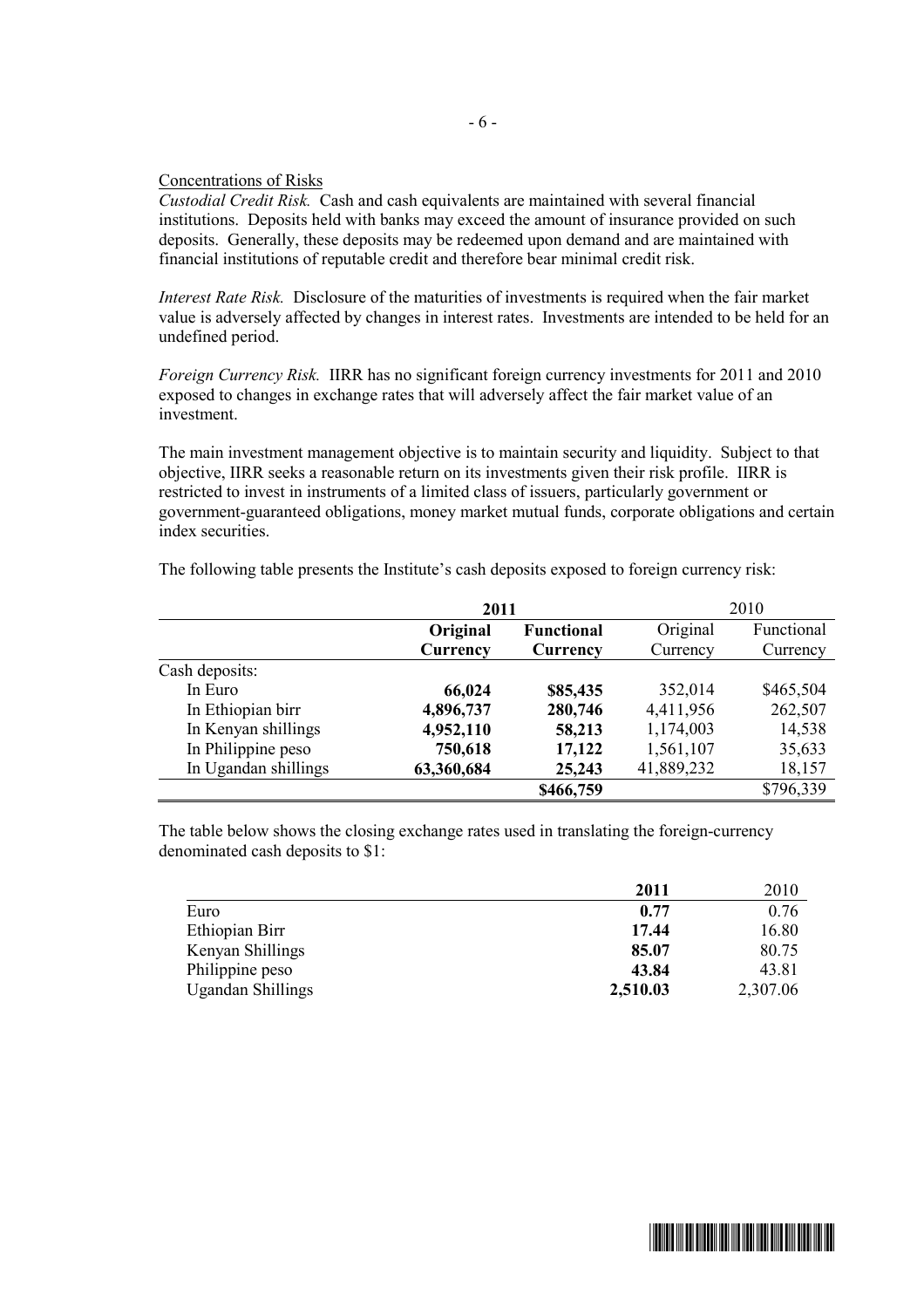Concentrations of Risks

*Custodial Credit Risk.* Cash and cash equivalents are maintained with several financial institutions. Deposits held with banks may exceed the amount of insurance provided on such deposits. Generally, these deposits may be redeemed upon demand and are maintained with financial institutions of reputable credit and therefore bear minimal credit risk.

*Interest Rate Risk.* Disclosure of the maturities of investments is required when the fair market value is adversely affected by changes in interest rates. Investments are intended to be held for an undefined period.

*Foreign Currency Risk.* IIRR has no significant foreign currency investments for 2011 and 2010 exposed to changes in exchange rates that will adversely affect the fair market value of an investment.

The main investment management objective is to maintain security and liquidity. Subject to that objective, IIRR seeks a reasonable return on its investments given their risk profile. IIRR is restricted to invest in instruments of a limited class of issuers, particularly government or government-guaranteed obligations, money market mutual funds, corporate obligations and certain index securities.

The following table presents the Institute's cash deposits exposed to foreign currency risk:

| | **2011** | | 2010 | |
|---|---|---|---|---|
| | **Original Currency** | **Functional Currency** | Original Currency | Functional Currency |
| Cash deposits: | | | | |
| In Euro | **66,024** | **\$85,435** | 352,014 | \$465,504 |
| In Ethiopian birr | **4,896,737** | **280,746** | 4,411,956 | 262,507 |
| In Kenyan shillings | **4,952,110** | **58,213** | 1,174,003 | 14,538 |
| In Philippine peso | **750,618** | **17,122** | 1,561,107 | 35,633 |
| In Ugandan shillings | **63,360,684** | **25,243** | 41,889,232 | 18,157 |
| | | **\$466,759** | | \$796,339 |

The table below shows the closing exchange rates used in translating the foreign-currency denominated cash deposits to \$1:

| | **2011** | 2010 |
|---|---|---|
| Euro | **0.77** | 0.76 |
| Ethiopian Birr | **17.44** | 16.80 |
| Kenyan Shillings | **85.07** | 80.75 |
| Philippine peso | **43.84** | 43.81 |
| Ugandan Shillings | **2,510.03** | 2,307.06 |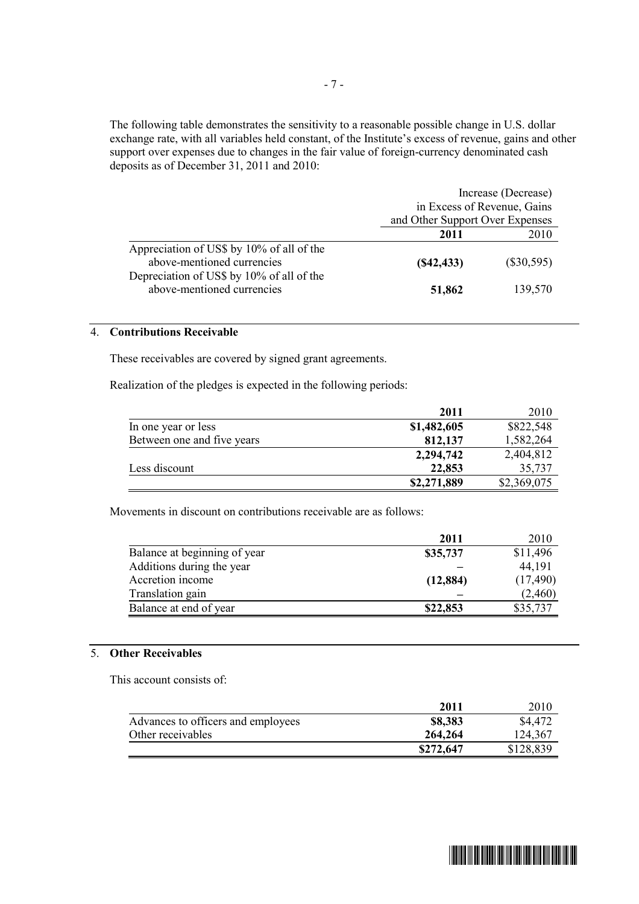The following table demonstrates the sensitivity to a reasonable possible change in U.S. dollar exchange rate, with all variables held constant, of the Institute's excess of revenue, gains and other support over expenses due to changes in the fair value of foreign-currency denominated cash deposits as of December 31, 2011 and 2010:

| | Increase (Decrease) in Excess of Revenue, Gains and Other Support Over Expenses | |
|---|---|---|
| | **2011** | 2010 |
| Appreciation of US$ by 10% of all of the above-mentioned currencies | **($42,433)** | ($30,595) |
| Depreciation of US$ by 10% of all of the above-mentioned currencies | **51,862** | 139,570 |

## 4. Contributions Receivable

These receivables are covered by signed grant agreements.

Realization of the pledges is expected in the following periods:

| | **2011** | 2010 |
|---|---|---|
| In one year or less | **$1,482,605** | $822,548 |
| Between one and five years | **812,137** | 1,582,264 |
| | **2,294,742** | 2,404,812 |
| Less discount | **22,853** | 35,737 |
| | **$2,271,889** | $2,369,075 |

Movements in discount on contributions receivable are as follows:

| | **2011** | 2010 |
|---|---|---|
| Balance at beginning of year | **$35,737** | $11,496 |
| Additions during the year | **–** | 44,191 |
| Accretion income | **(12,884)** | (17,490) |
| Translation gain | **–** | (2,460) |
| Balance at end of year | **$22,853** | $35,737 |

## 5. Other Receivables

This account consists of:

| | **2011** | 2010 |
|---|---|---|
| Advances to officers and employees | **$8,383** | $4,472 |
| Other receivables | **264,264** | 124,367 |
| | **$272,647** | $128,839 |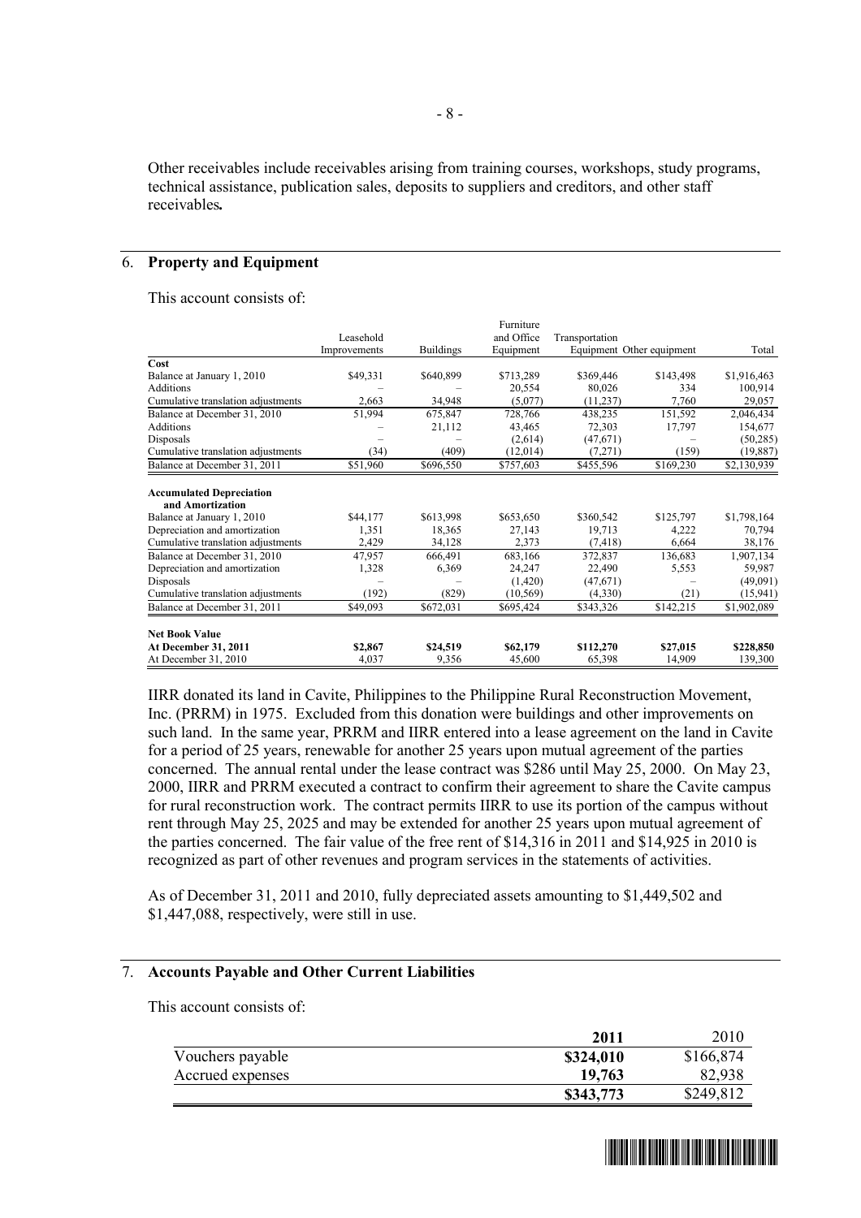Other receivables include receivables arising from training courses, workshops, study programs, technical assistance, publication sales, deposits to suppliers and creditors, and other staff receivables**.**

## 6. Property and Equipment

This account consists of:

| | Leasehold Improvements | Buildings | Furniture and Office Equipment | Transportation Equipment | Other equipment | Total |
|---|---|---|---|---|---|---|
| **Cost** | | | | | | |
| Balance at January 1, 2010 | $49,331 | $640,899 | $713,289 | $369,446 | $143,498 | $1,916,463 |
| Additions | – | – | 20,554 | 80,026 | 334 | 100,914 |
| Cumulative translation adjustments | 2,663 | 34,948 | (5,077) | (11,237) | 7,760 | 29,057 |
| Balance at December 31, 2010 | 51,994 | 675,847 | 728,766 | 438,235 | 151,592 | 2,046,434 |
| Additions | – | 21,112 | 43,465 | 72,303 | 17,797 | 154,677 |
| Disposals | – | – | (2,614) | (47,671) | – | (50,285) |
| Cumulative translation adjustments | (34) | (409) | (12,014) | (7,271) | (159) | (19,887) |
| Balance at December 31, 2011 | $51,960 | $696,550 | $757,603 | $455,596 | $169,230 | $2,130,939 |
| **Accumulated Depreciation and Amortization** | | | | | | |
| Balance at January 1, 2010 | $44,177 | $613,998 | $653,650 | $360,542 | $125,797 | $1,798,164 |
| Depreciation and amortization | 1,351 | 18,365 | 27,143 | 19,713 | 4,222 | 70,794 |
| Cumulative translation adjustments | 2,429 | 34,128 | 2,373 | (7,418) | 6,664 | 38,176 |
| Balance at December 31, 2010 | 47,957 | 666,491 | 683,166 | 372,837 | 136,683 | 1,907,134 |
| Depreciation and amortization | 1,328 | 6,369 | 24,247 | 22,490 | 5,553 | 59,987 |
| Disposals | – | – | (1,420) | (47,671) | – | (49,091) |
| Cumulative translation adjustments | (192) | (829) | (10,569) | (4,330) | (21) | (15,941) |
| Balance at December 31, 2011 | $49,093 | $672,031 | $695,424 | $343,326 | $142,215 | $1,902,089 |
| **Net Book Value** | | | | | | |
| **At December 31, 2011** | **$2,867** | **$24,519** | **$62,179** | **$112,270** | **$27,015** | **$228,850** |
| At December 31, 2010 | 4,037 | 9,356 | 45,600 | 65,398 | 14,909 | 139,300 |

IIRR donated its land in Cavite, Philippines to the Philippine Rural Reconstruction Movement, Inc. (PRRM) in 1975. Excluded from this donation were buildings and other improvements on such land. In the same year, PRRM and IIRR entered into a lease agreement on the land in Cavite for a period of 25 years, renewable for another 25 years upon mutual agreement of the parties concerned. The annual rental under the lease contract was $286 until May 25, 2000. On May 23, 2000, IIRR and PRRM executed a contract to confirm their agreement to share the Cavite campus for rural reconstruction work. The contract permits IIRR to use its portion of the campus without rent through May 25, 2025 and may be extended for another 25 years upon mutual agreement of the parties concerned. The fair value of the free rent of $14,316 in 2011 and $14,925 in 2010 is recognized as part of other revenues and program services in the statements of activities.

As of December 31, 2011 and 2010, fully depreciated assets amounting to $1,449,502 and $1,447,088, respectively, were still in use.

## 7. Accounts Payable and Other Current Liabilities

This account consists of:

| | 2011 | 2010 |
|---|---|---|
| Vouchers payable | **$324,010** | $166,874 |
| Accrued expenses | **19,763** | 82,938 |
| | **$343,773** | $249,812 |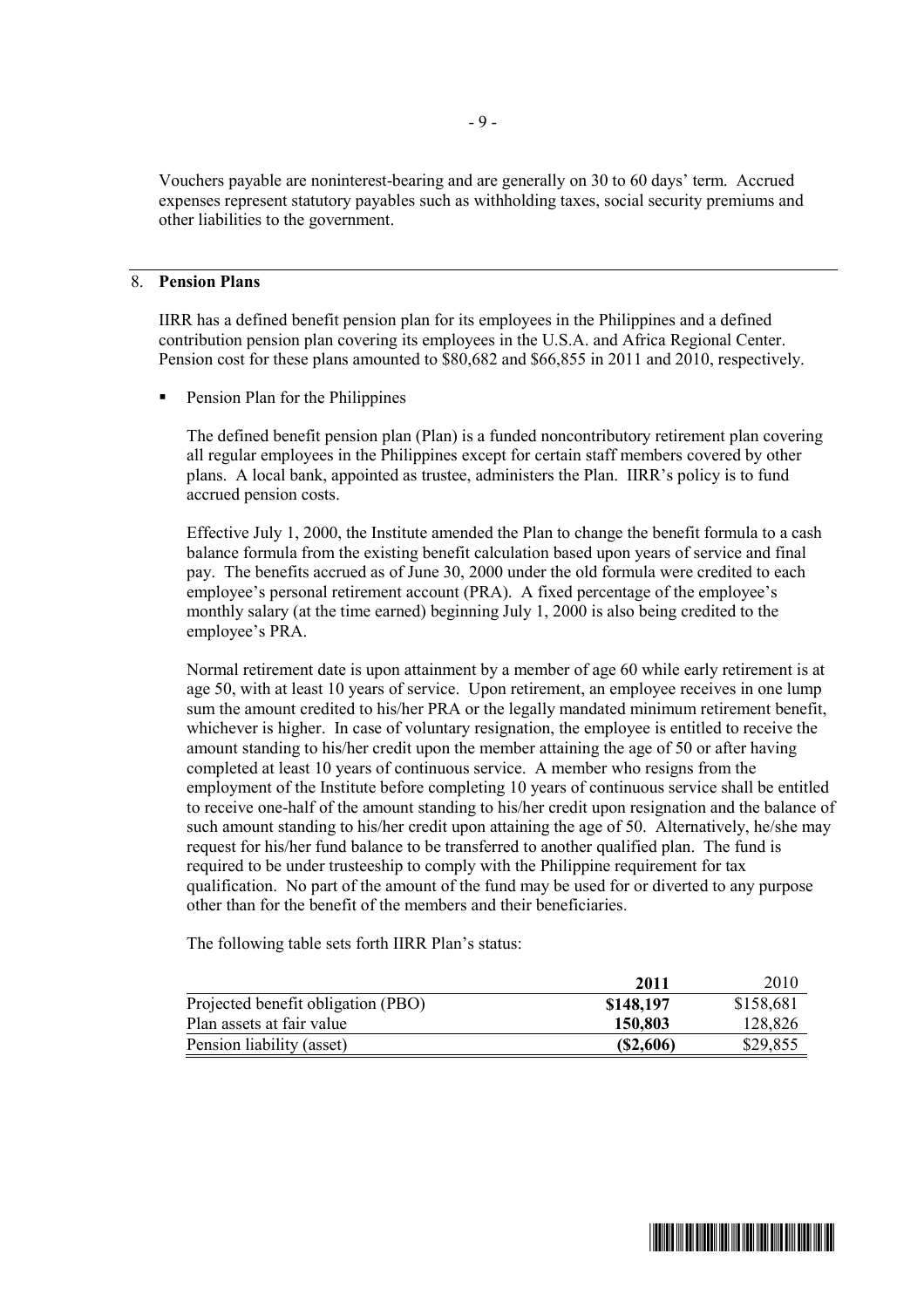Vouchers payable are noninterest-bearing and are generally on 30 to 60 days' term. Accrued expenses represent statutory payables such as withholding taxes, social security premiums and other liabilities to the government.

## 8. **Pension Plans**

IIRR has a defined benefit pension plan for its employees in the Philippines and a defined contribution pension plan covering its employees in the U.S.A. and Africa Regional Center. Pension cost for these plans amounted to $80,682 and $66,855 in 2011 and 2010, respectively.

- Pension Plan for the Philippines

The defined benefit pension plan (Plan) is a funded noncontributory retirement plan covering all regular employees in the Philippines except for certain staff members covered by other plans. A local bank, appointed as trustee, administers the Plan. IIRR's policy is to fund accrued pension costs.

Effective July 1, 2000, the Institute amended the Plan to change the benefit formula to a cash balance formula from the existing benefit calculation based upon years of service and final pay. The benefits accrued as of June 30, 2000 under the old formula were credited to each employee's personal retirement account (PRA). A fixed percentage of the employee's monthly salary (at the time earned) beginning July 1, 2000 is also being credited to the employee's PRA.

Normal retirement date is upon attainment by a member of age 60 while early retirement is at age 50, with at least 10 years of service. Upon retirement, an employee receives in one lump sum the amount credited to his/her PRA or the legally mandated minimum retirement benefit, whichever is higher. In case of voluntary resignation, the employee is entitled to receive the amount standing to his/her credit upon the member attaining the age of 50 or after having completed at least 10 years of continuous service. A member who resigns from the employment of the Institute before completing 10 years of continuous service shall be entitled to receive one-half of the amount standing to his/her credit upon resignation and the balance of such amount standing to his/her credit upon attaining the age of 50. Alternatively, he/she may request for his/her fund balance to be transferred to another qualified plan. The fund is required to be under trusteeship to comply with the Philippine requirement for tax qualification. No part of the amount of the fund may be used for or diverted to any purpose other than for the benefit of the members and their beneficiaries.

The following table sets forth IIRR Plan's status:

| | **2011** | 2010 |
|---|---|---|
| Projected benefit obligation (PBO) | **$148,197** | $158,681 |
| Plan assets at fair value | **150,803** | 128,826 |
| Pension liability (asset) | **($2,606)** | $29,855 |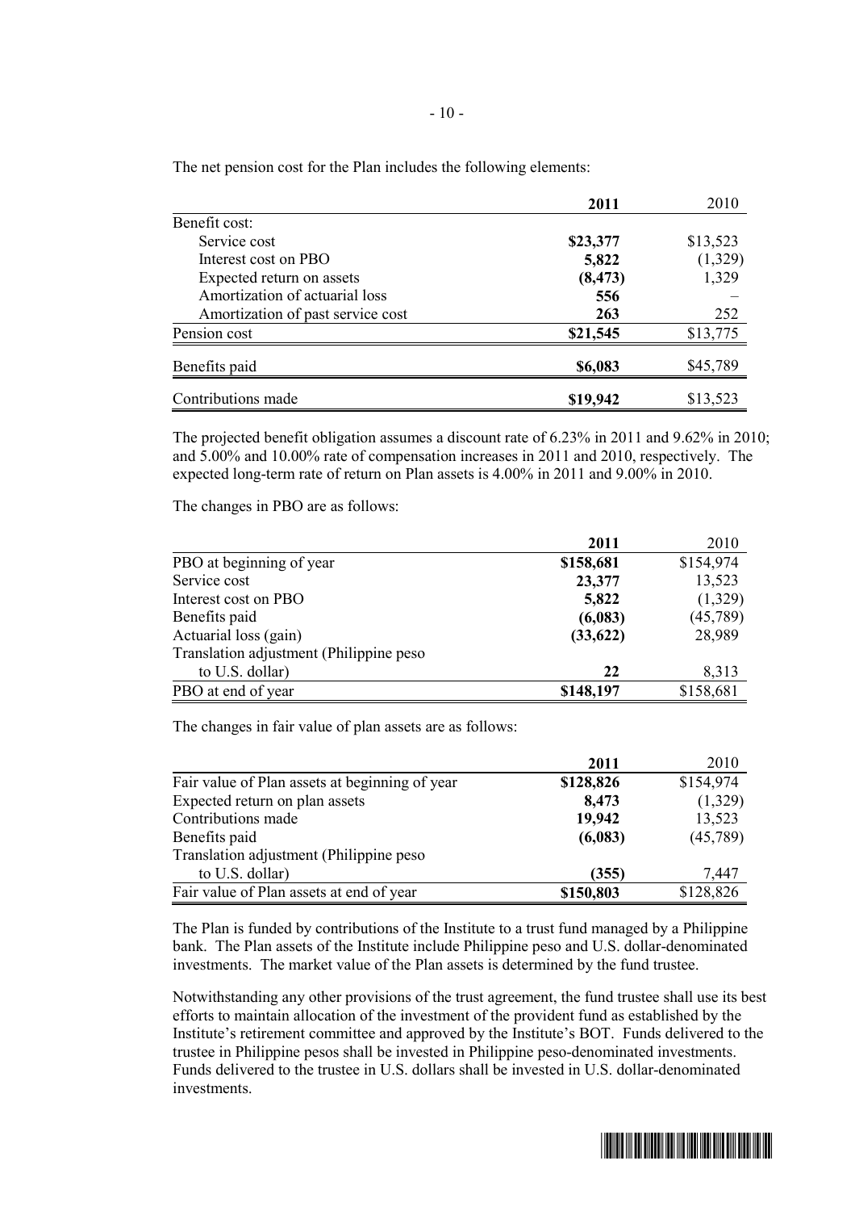The net pension cost for the Plan includes the following elements:

| | **2011** | 2010 |
|---|---|---|
| Benefit cost: | | |
| Service cost | **$23,377** | $13,523 |
| Interest cost on PBO | **5,822** | (1,329) |
| Expected return on assets | **(8,473)** | 1,329 |
| Amortization of actuarial loss | **556** | – |
| Amortization of past service cost | **263** | 252 |
| Pension cost | **$21,545** | $13,775 |
| Benefits paid | **$6,083** | $45,789 |
| Contributions made | **$19,942** | $13,523 |

The projected benefit obligation assumes a discount rate of 6.23% in 2011 and 9.62% in 2010; and 5.00% and 10.00% rate of compensation increases in 2011 and 2010, respectively. The expected long-term rate of return on Plan assets is 4.00% in 2011 and 9.00% in 2010.

The changes in PBO are as follows:

| | **2011** | 2010 |
|---|---|---|
| PBO at beginning of year | **$158,681** | $154,974 |
| Service cost | **23,377** | 13,523 |
| Interest cost on PBO | **5,822** | (1,329) |
| Benefits paid | **(6,083)** | (45,789) |
| Actuarial loss (gain) | **(33,622)** | 28,989 |
| Translation adjustment (Philippine peso to U.S. dollar) | **22** | 8,313 |
| PBO at end of year | **$148,197** | $158,681 |

The changes in fair value of plan assets are as follows:

| | **2011** | 2010 |
|---|---|---|
| Fair value of Plan assets at beginning of year | **$128,826** | $154,974 |
| Expected return on plan assets | **8,473** | (1,329) |
| Contributions made | **19,942** | 13,523 |
| Benefits paid | **(6,083)** | (45,789) |
| Translation adjustment (Philippine peso to U.S. dollar) | **(355)** | 7,447 |
| Fair value of Plan assets at end of year | **$150,803** | $128,826 |

The Plan is funded by contributions of the Institute to a trust fund managed by a Philippine bank. The Plan assets of the Institute include Philippine peso and U.S. dollar-denominated investments. The market value of the Plan assets is determined by the fund trustee.

Notwithstanding any other provisions of the trust agreement, the fund trustee shall use its best efforts to maintain allocation of the investment of the provident fund as established by the Institute's retirement committee and approved by the Institute's BOT. Funds delivered to the trustee in Philippine pesos shall be invested in Philippine peso-denominated investments. Funds delivered to the trustee in U.S. dollars shall be invested in U.S. dollar-denominated investments.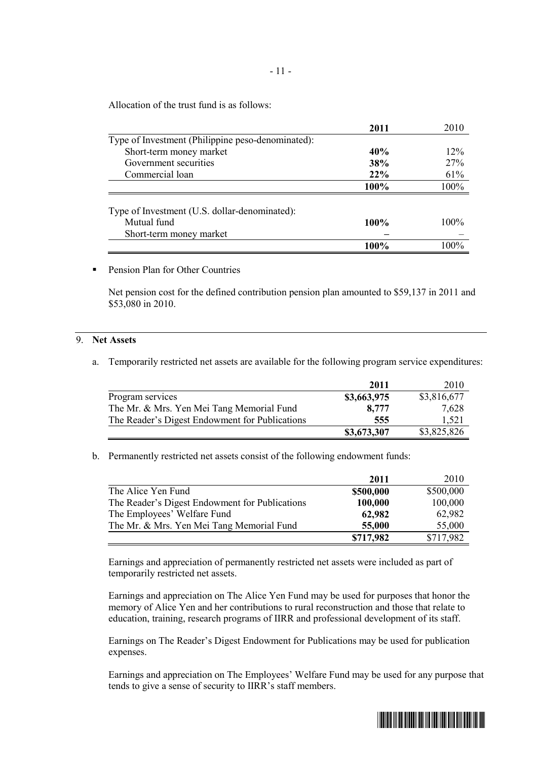Allocation of the trust fund is as follows:

| | **2011** | 2010 |
|---|---|---|
| Type of Investment (Philippine peso-denominated): | | |
| Short-term money market | **40%** | 12% |
| Government securities | **38%** | 27% |
| Commercial loan | **22%** | 61% |
| | **100%** | 100% |
| Type of Investment (U.S. dollar-denominated): | | |
| Mutual fund | **100%** | 100% |
| Short-term money market | **–** | – |
| | **100%** | 100% |

- Pension Plan for Other Countries

  Net pension cost for the defined contribution pension plan amounted to $59,137 in 2011 and $53,080 in 2010.

## 9. Net Assets

a. Temporarily restricted net assets are available for the following program service expenditures:

| | **2011** | 2010 |
|---|---|---|
| Program services | **$3,663,975** | $3,816,677 |
| The Mr. & Mrs. Yen Mei Tang Memorial Fund | **8,777** | 7,628 |
| The Reader's Digest Endowment for Publications | **555** | 1,521 |
| | **$3,673,307** | $3,825,826 |

b. Permanently restricted net assets consist of the following endowment funds:

| | **2011** | 2010 |
|---|---|---|
| The Alice Yen Fund | **$500,000** | $500,000 |
| The Reader's Digest Endowment for Publications | **100,000** | 100,000 |
| The Employees' Welfare Fund | **62,982** | 62,982 |
| The Mr. & Mrs. Yen Mei Tang Memorial Fund | **55,000** | 55,000 |
| | **$717,982** | $717,982 |

Earnings and appreciation of permanently restricted net assets were included as part of temporarily restricted net assets.

Earnings and appreciation on The Alice Yen Fund may be used for purposes that honor the memory of Alice Yen and her contributions to rural reconstruction and those that relate to education, training, research programs of IIRR and professional development of its staff.

Earnings on The Reader's Digest Endowment for Publications may be used for publication expenses.

Earnings and appreciation on The Employees' Welfare Fund may be used for any purpose that tends to give a sense of security to IIRR's staff members.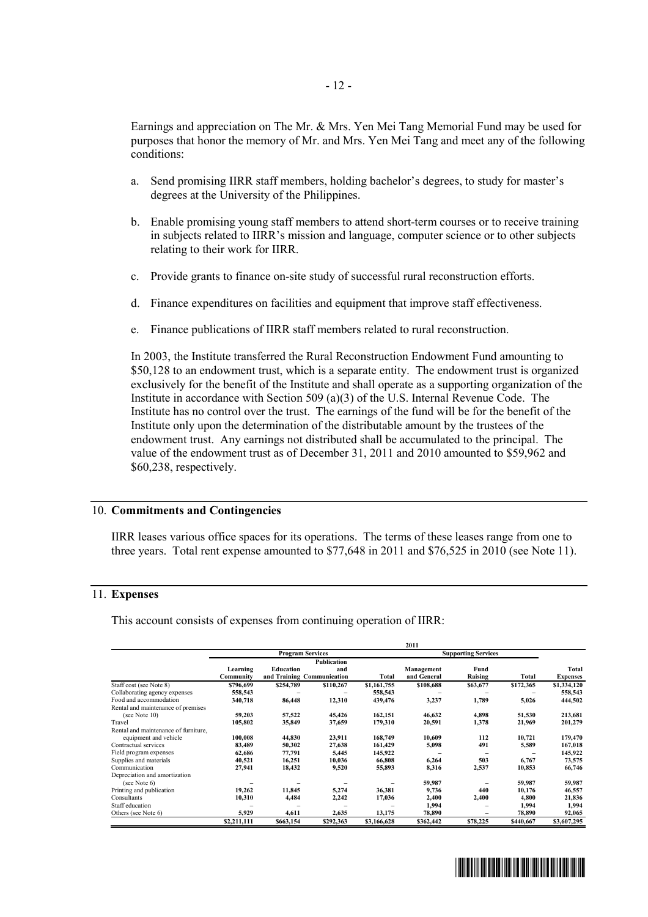Earnings and appreciation on The Mr. & Mrs. Yen Mei Tang Memorial Fund may be used for purposes that honor the memory of Mr. and Mrs. Yen Mei Tang and meet any of the following conditions:

a. Send promising IIRR staff members, holding bachelor's degrees, to study for master's degrees at the University of the Philippines.

b. Enable promising young staff members to attend short-term courses or to receive training in subjects related to IIRR's mission and language, computer science or to other subjects relating to their work for IIRR.

c. Provide grants to finance on-site study of successful rural reconstruction efforts.

d. Finance expenditures on facilities and equipment that improve staff effectiveness.

e. Finance publications of IIRR staff members related to rural reconstruction.

In 2003, the Institute transferred the Rural Reconstruction Endowment Fund amounting to $50,128 to an endowment trust, which is a separate entity. The endowment trust is organized exclusively for the benefit of the Institute and shall operate as a supporting organization of the Institute in accordance with Section 509 (a)(3) of the U.S. Internal Revenue Code. The Institute has no control over the trust. The earnings of the fund will be for the benefit of the Institute only upon the determination of the distributable amount by the trustees of the endowment trust. Any earnings not distributed shall be accumulated to the principal. The value of the endowment trust as of December 31, 2011 and 2010 amounted to $59,962 and $60,238, respectively.

## 10. Commitments and Contingencies

IIRR leases various office spaces for its operations. The terms of these leases range from one to three years. Total rent expense amounted to $77,648 in 2011 and $76,525 in 2010 (see Note 11).

## 11. Expenses

This account consists of expenses from continuing operation of IIRR:

| | 2011 | | | | | | | |
|---|---|---|---|---|---|---|---|---|
| | Program Services | | | | Supporting Services | | | |
| | Learning Community | Education and Training | Publication and Communication | Total | Management and General | Fund Raising | Total | Total Expenses |
| Staff cost (see Note 8) | $796,699 | $254,789 | $110,267 | $1,161,755 | $108,688 | $63,677 | $172,365 | $1,334,120 |
| Collaborating agency expenses | 558,543 | – | – | 558,543 | – | – | – | 558,543 |
| Food and accommodation | 340,718 | 86,448 | 12,310 | 439,476 | 3,237 | 1,789 | 5,026 | 444,502 |
| Rental and maintenance of premises (see Note 10) | 59,203 | 57,522 | 45,426 | 162,151 | 46,632 | 4,898 | 51,530 | 213,681 |
| Travel | 105,802 | 35,849 | 37,659 | 179,310 | 20,591 | 1,378 | 21,969 | 201,279 |
| Rental and maintenance of furniture, equipment and vehicle | 100,008 | 44,830 | 23,911 | 168,749 | 10,609 | 112 | 10,721 | 179,470 |
| Contractual services | 83,489 | 50,302 | 27,638 | 161,429 | 5,098 | 491 | 5,589 | 167,018 |
| Field program expenses | 62,686 | 77,791 | 5,445 | 145,922 | – | – | – | 145,922 |
| Supplies and materials | 40,521 | 16,251 | 10,036 | 66,808 | 6,264 | 503 | 6,767 | 73,575 |
| Communication | 27,941 | 18,432 | 9,520 | 55,893 | 8,316 | 2,537 | 10,853 | 66,746 |
| Depreciation and amortization (see Note 6) | – | – | – | – | 59,987 | – | 59,987 | 59,987 |
| Printing and publication | 19,262 | 11,845 | 5,274 | 36,381 | 9,736 | 440 | 10,176 | 46,557 |
| Consultants | 10,310 | 4,484 | 2,242 | 17,036 | 2,400 | 2,400 | 4,800 | 21,836 |
| Staff education | – | – | – | – | 1,994 | – | 1,994 | 1,994 |
| Others (see Note 6) | 5,929 | 4,611 | 2,635 | 13,175 | 78,890 | – | 78,890 | 92,065 |
| | $2,211,111 | $663,154 | $292,363 | $3,166,628 | $362,442 | $78,225 | $440,667 | $3,607,295 |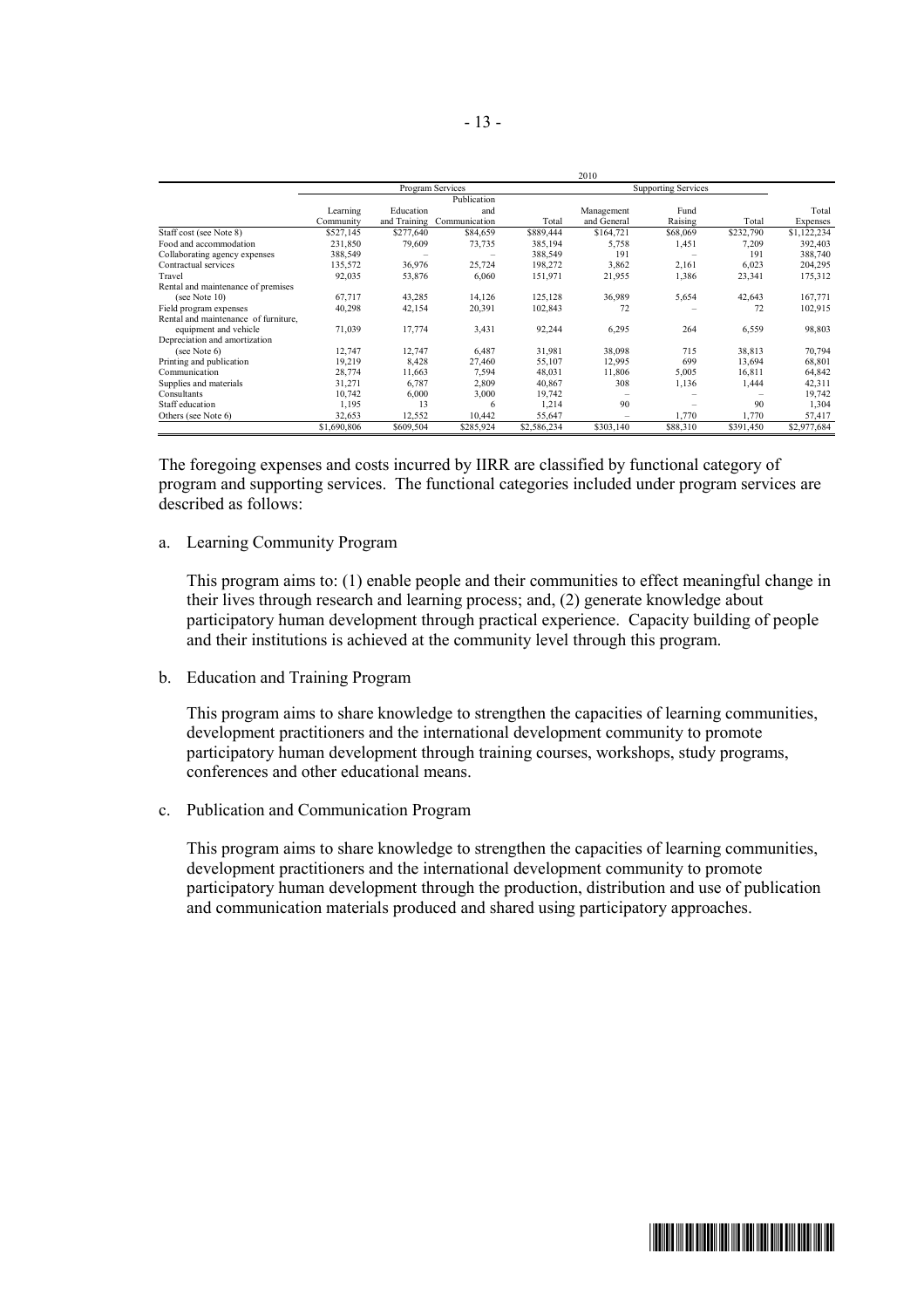| | 2010 | | | | | | | |
|---|---|---|---|---|---|---|---|---|
| | Program Services | | | | Supporting Services | | | |
| | Learning Community | Education and Training | Publication and Communication | Total | Management and General | Fund Raising | Total | Total Expenses |
| Staff cost (see Note 8) | $527,145 | $277,640 | $84,659 | $889,444 | $164,721 | $68,069 | $232,790 | $1,122,234 |
| Food and accommodation | 231,850 | 79,609 | 73,735 | 385,194 | 5,758 | 1,451 | 7,209 | 392,403 |
| Collaborating agency expenses | 388,549 | – | – | 388,549 | 191 | – | 191 | 388,740 |
| Contractual services | 135,572 | 36,976 | 25,724 | 198,272 | 3,862 | 2,161 | 6,023 | 204,295 |
| Travel | 92,035 | 53,876 | 6,060 | 151,971 | 21,955 | 1,386 | 23,341 | 175,312 |
| Rental and maintenance of premises (see Note 10) | 67,717 | 43,285 | 14,126 | 125,128 | 36,989 | 5,654 | 42,643 | 167,771 |
| Field program expenses | 40,298 | 42,154 | 20,391 | 102,843 | 72 | – | 72 | 102,915 |
| Rental and maintenance of furniture, equipment and vehicle | 71,039 | 17,774 | 3,431 | 92,244 | 6,295 | 264 | 6,559 | 98,803 |
| Depreciation and amortization (see Note 6) | 12,747 | 12,747 | 6,487 | 31,981 | 38,098 | 715 | 38,813 | 70,794 |
| Printing and publication | 19,219 | 8,428 | 27,460 | 55,107 | 12,995 | 699 | 13,694 | 68,801 |
| Communication | 28,774 | 11,663 | 7,594 | 48,031 | 11,806 | 5,005 | 16,811 | 64,842 |
| Supplies and materials | 31,271 | 6,787 | 2,809 | 40,867 | 308 | 1,136 | 1,444 | 42,311 |
| Consultants | 10,742 | 6,000 | 3,000 | 19,742 | – | – | – | 19,742 |
| Staff education | 1,195 | 13 | 6 | 1,214 | 90 | – | 90 | 1,304 |
| Others (see Note 6) | 32,653 | 12,552 | 10,442 | 55,647 | – | 1,770 | 1,770 | 57,417 |
| | $1,690,806 | $609,504 | $285,924 | $2,586,234 | $303,140 | $88,310 | $391,450 | $2,977,684 |

The foregoing expenses and costs incurred by IIRR are classified by functional category of program and supporting services. The functional categories included under program services are described as follows:

a. Learning Community Program

   This program aims to: (1) enable people and their communities to effect meaningful change in their lives through research and learning process; and, (2) generate knowledge about participatory human development through practical experience. Capacity building of people and their institutions is achieved at the community level through this program.

b. Education and Training Program

   This program aims to share knowledge to strengthen the capacities of learning communities, development practitioners and the international development community to promote participatory human development through training courses, workshops, study programs, conferences and other educational means.

c. Publication and Communication Program

   This program aims to share knowledge to strengthen the capacities of learning communities, development practitioners and the international development community to promote participatory human development through the production, distribution and use of publication and communication materials produced and shared using participatory approaches.